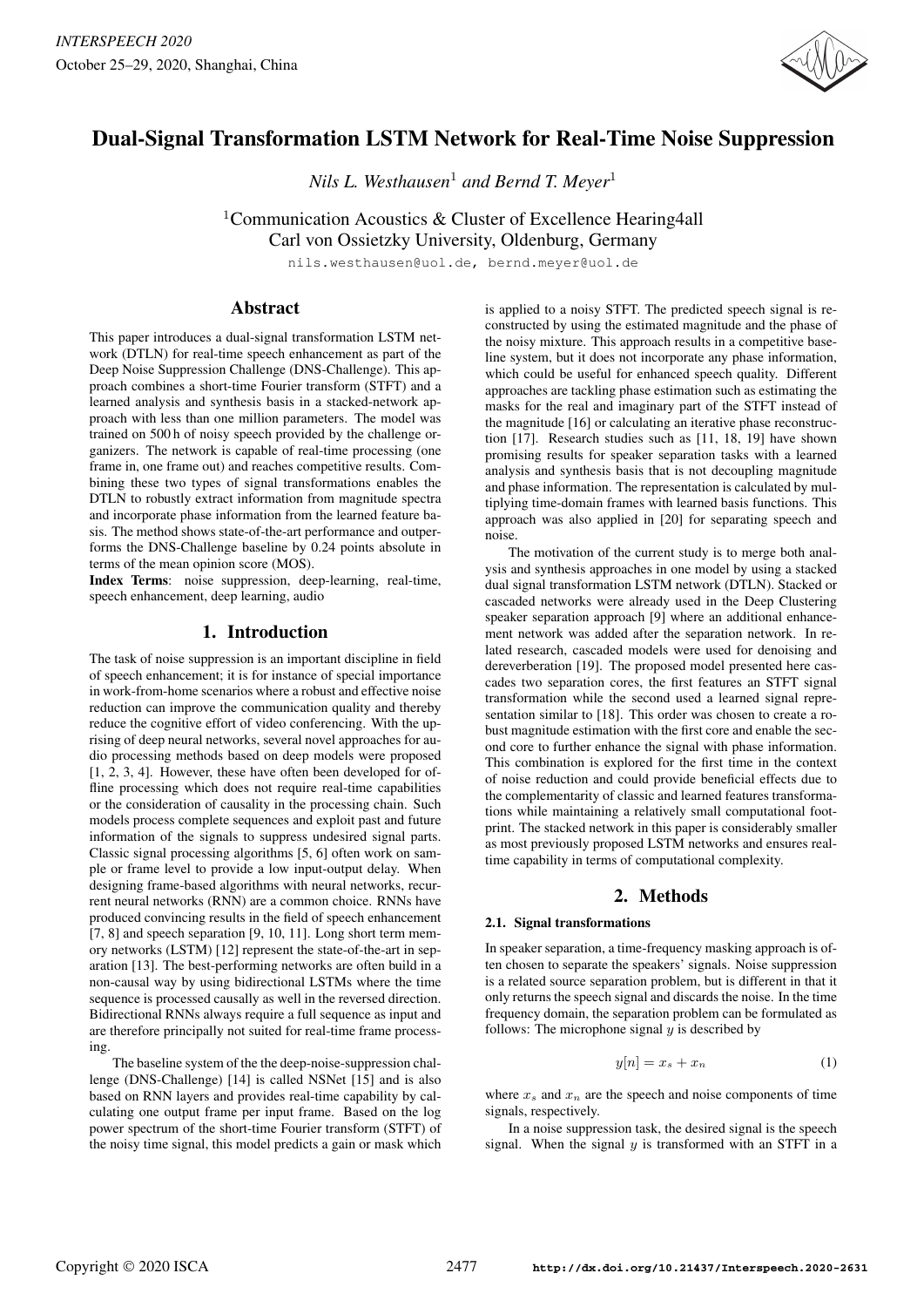# Dual-Signal Transformation LSTM Network for Real-Time Noise Suppression

*Nils L. Westhausen*[1] *and Bernd T. Meyer*[1]

[1]Communication Acoustics & Cluster of Excellence Hearing4all
Carl von Ossietzky University, Oldenburg, Germany

nils.westhausen@uol.de, bernd.meyer@uol.de

## Abstract

This paper introduces a dual-signal transformation LSTM network (DTLN) for real-time speech enhancement as part of the Deep Noise Suppression Challenge (DNS-Challenge). This approach combines a short-time Fourier transform (STFT) and a learned analysis and synthesis basis in a stacked-network approach with less than one million parameters. The model was trained on 500 h of noisy speech provided by the challenge organizers. The network is capable of real-time processing (one frame in, one frame out) and reaches competitive results. Combining these two types of signal transformations enables the DTLN to robustly extract information from magnitude spectra and incorporate phase information from the learned feature basis. The method shows state-of-the-art performance and outperforms the DNS-Challenge baseline by 0.24 points absolute in terms of the mean opinion score (MOS).

**Index Terms**: noise suppression, deep-learning, real-time, speech enhancement, deep learning, audio

## 1. Introduction

The task of noise suppression is an important discipline in field of speech enhancement; it is for instance of special importance in work-from-home scenarios where a robust and effective noise reduction can improve the communication quality and thereby reduce the cognitive effort of video conferencing. With the uprising of deep neural networks, several novel approaches for audio processing methods based on deep models were proposed [1, 2, 3, 4]. However, these have often been developed for offline processing which does not require real-time capabilities or the consideration of causality in the processing chain. Such models process complete sequences and exploit past and future information of the signals to suppress undesired signal parts. Classic signal processing algorithms [5, 6] often work on sample or frame level to provide a low input-output delay. When designing frame-based algorithms with neural networks, recurrent neural networks (RNN) are a common choice. RNNs have produced convincing results in the field of speech enhancement [7, 8] and speech separation [9, 10, 11]. Long short term memory networks (LSTM) [12] represent the state-of-the-art in separation [13]. The best-performing networks are often build in a non-causal way by using bidirectional LSTMs where the time sequence is processed causally as well in the reversed direction. Bidirectional RNNs always require a full sequence as input and are therefore principally not suited for real-time frame processing.

The baseline system of the the deep-noise-suppression challenge (DNS-Challenge) [14] is called NSNet [15] and is also based on RNN layers and provides real-time capability by calculating one output frame per input frame. Based on the log power spectrum of the short-time Fourier transform (STFT) of the noisy time signal, this model predicts a gain or mask which is applied to a noisy STFT. The predicted speech signal is reconstructed by using the estimated magnitude and the phase of the noisy mixture. This approach results in a competitive baseline system, but it does not incorporate any phase information, which could be useful for enhanced speech quality. Different approaches are tackling phase estimation such as estimating the masks for the real and imaginary part of the STFT instead of the magnitude [16] or calculating an iterative phase reconstruction [17]. Research studies such as [11, 18, 19] have shown promising results for speaker separation tasks with a learned analysis and synthesis basis that is not decoupling magnitude and phase information. The representation is calculated by multiplying time-domain frames with learned basis functions. This approach was also applied in [20] for separating speech and noise.

The motivation of the current study is to merge both analysis and synthesis approaches in one model by using a stacked dual signal transformation LSTM network (DTLN). Stacked or cascaded networks were already used in the Deep Clustering speaker separation approach [9] where an additional enhancement network was added after the separation network. In related research, cascaded models were used for denoising and dereverberation [19]. The proposed model presented here cascades two separation cores, the first features an STFT signal transformation while the second used a learned signal representation similar to [18]. This order was chosen to create a robust magnitude estimation with the first core and enable the second core to further enhance the signal with phase information. This combination is explored for the first time in the context of noise reduction and could provide beneficial effects due to the complementarity of classic and learned features transformations while maintaining a relatively small computational footprint. The stacked network in this paper is considerably smaller as most previously proposed LSTM networks and ensures real-time capability in terms of computational complexity.

## 2. Methods

### 2.1. Signal transformations

In speaker separation, a time-frequency masking approach is often chosen to separate the speakers' signals. Noise suppression is a related source separation problem, but is different in that it only returns the speech signal and discards the noise. In the time frequency domain, the separation problem can be formulated as follows: The microphone signal $y$ is described by

$$y[n] = x_s + x_n \tag{1}$$

where $x_s$ and $x_n$ are the speech and noise components of time signals, respectively.

In a noise suppression task, the desired signal is the speech signal. When the signal $y$ is transformed with an STFT in a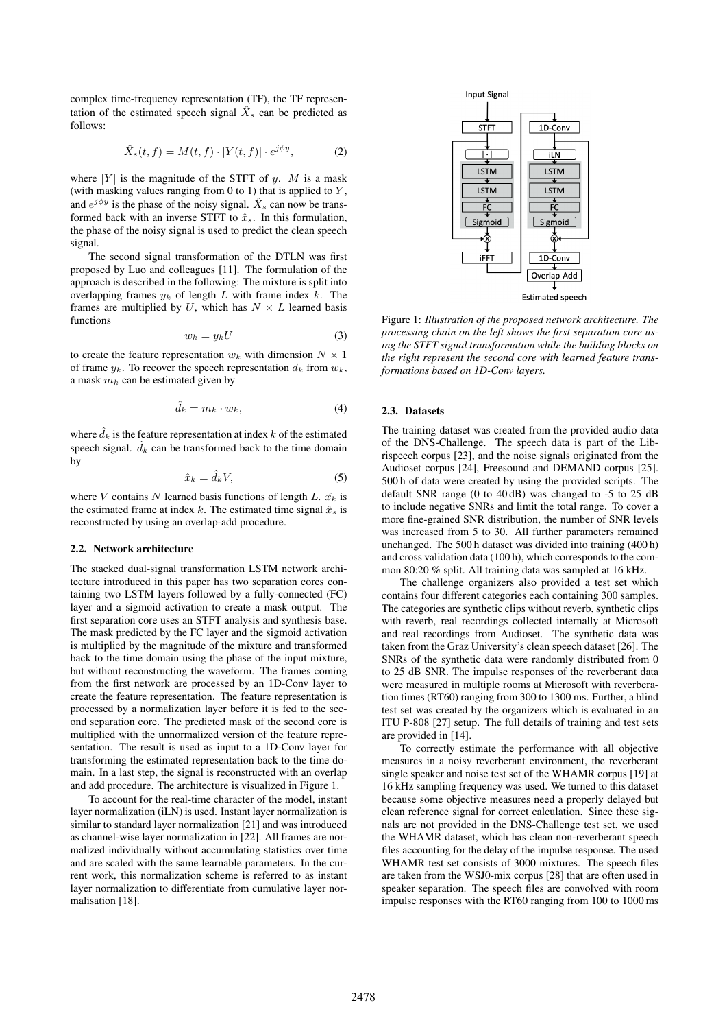complex time-frequency representation (TF), the TF representation of the estimated speech signal $\hat{X}_s$ can be predicted as follows:

$$\hat{X}_s(t,f) = M(t,f) \cdot |Y(t,f)| \cdot e^{j\phi y}, \tag{2}$$

where $|Y|$ is the magnitude of the STFT of $y$. $M$ is a mask (with masking values ranging from 0 to 1) that is applied to $Y$, and $e^{j\phi y}$ is the phase of the noisy signal. $\hat{X}_s$ can now be transformed back with an inverse STFT to $\hat{x}_s$. In this formulation, the phase of the noisy signal is used to predict the clean speech signal.

The second signal transformation of the DTLN was first proposed by Luo and colleagues [11]. The formulation of the approach is described in the following: The mixture is split into overlapping frames $y_k$ of length $L$ with frame index $k$. The frames are multiplied by $U$, which has $N \times L$ learned basis functions

$$w_k = y_k U \tag{3}$$

to create the feature representation $w_k$ with dimension $N \times 1$ of frame $y_k$. To recover the speech representation $d_k$ from $w_k$, a mask $m_k$ can be estimated given by

$$\hat{d}_k = m_k \cdot w_k, \tag{4}$$

where $\hat{d}_k$ is the feature representation at index $k$ of the estimated speech signal. $\hat{d}_k$ can be transformed back to the time domain by

$$\hat{x}_k = \hat{d}_k V, \tag{5}$$

where $V$ contains $N$ learned basis functions of length $L$. $\hat{x_k}$ is the estimated frame at index $k$. The estimated time signal $\hat{x}_s$ is reconstructed by using an overlap-add procedure.

### 2.2. Network architecture

The stacked dual-signal transformation LSTM network architecture introduced in this paper has two separation cores containing two LSTM layers followed by a fully-connected (FC) layer and a sigmoid activation to create a mask output. The first separation core uses an STFT analysis and synthesis base. The mask predicted by the FC layer and the sigmoid activation is multiplied by the magnitude of the mixture and transformed back to the time domain using the phase of the input mixture, but without reconstructing the waveform. The frames coming from the first network are processed by an 1D-Conv layer to create the feature representation. The feature representation is processed by a normalization layer before it is fed to the second separation core. The predicted mask of the second core is multiplied with the unnormalized version of the feature representation. The result is used as input to a 1D-Conv layer for transforming the estimated representation back to the time domain. In a last step, the signal is reconstructed with an overlap and add procedure. The architecture is visualized in Figure 1.

To account for the real-time character of the model, instant layer normalization (iLN) is used. Instant layer normalization is similar to standard layer normalization [21] and was introduced as channel-wise layer normalization in [22]. All frames are normalized individually without accumulating statistics over time and are scaled with the same learnable parameters. In the current work, this normalization scheme is referred to as instant layer normalization to differentiate from cumulative layer normalisation [18].

Figure 1: *Illustration of the proposed network architecture. The processing chain on the left shows the first separation core using the STFT signal transformation while the building blocks on the right represent the second core with learned feature transformations based on 1D-Conv layers.*

### 2.3. Datasets

The training dataset was created from the provided audio data of the DNS-Challenge. The speech data is part of the Librispeech corpus [23], and the noise signals originated from the Audioset corpus [24], Freesound and DEMAND corpus [25]. 500 h of data were created by using the provided scripts. The default SNR range (0 to 40 dB) was changed to -5 to 25 dB to include negative SNRs and limit the total range. To cover a more fine-grained SNR distribution, the number of SNR levels was increased from 5 to 30. All further parameters remained unchanged. The 500 h dataset was divided into training (400 h) and cross validation data (100 h), which corresponds to the common 80:20 % split. All training data was sampled at 16 kHz.

The challenge organizers also provided a test set which contains four different categories each containing 300 samples. The categories are synthetic clips without reverb, synthetic clips with reverb, real recordings collected internally at Microsoft and real recordings from Audioset. The synthetic data was taken from the Graz University's clean speech dataset [26]. The SNRs of the synthetic data were randomly distributed from 0 to 25 dB SNR. The impulse responses of the reverberant data were measured in multiple rooms at Microsoft with reverberation times (RT60) ranging from 300 to 1300 ms. Further, a blind test set was created by the organizers which is evaluated in an ITU P-808 [27] setup. The full details of training and test sets are provided in [14].

To correctly estimate the performance with all objective measures in a noisy reverberant environment, the reverberant single speaker and noise test set of the WHAMR corpus [19] at 16 kHz sampling frequency was used. We turned to this dataset because some objective measures need a properly delayed but clean reference signal for correct calculation. Since these signals are not provided in the DNS-Challenge test set, we used the WHAMR dataset, which has clean non-reverberant speech files accounting for the delay of the impulse response. The used WHAMR test set consists of 3000 mixtures. The speech files are taken from the WSJ0-mix corpus [28] that are often used in speaker separation. The speech files are convolved with room impulse responses with the RT60 ranging from 100 to 1000 ms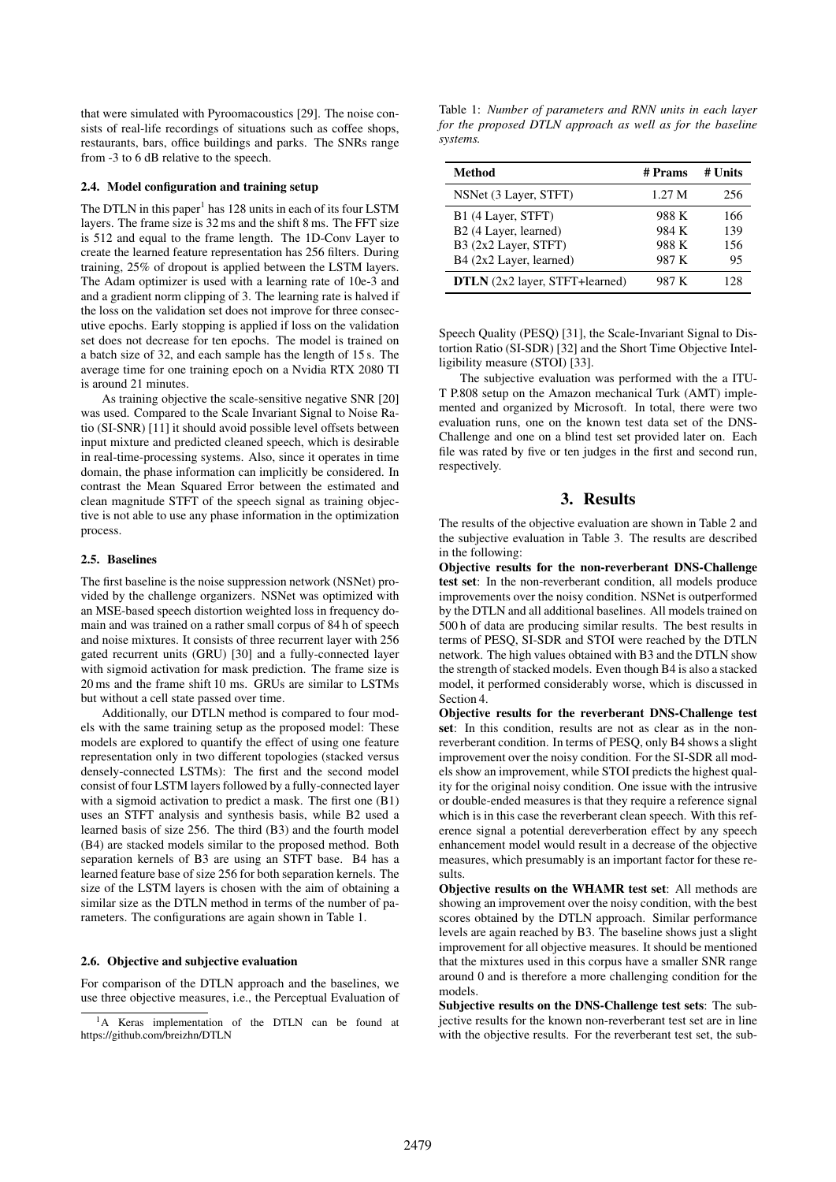that were simulated with Pyroomacoustics [29]. The noise consists of real-life recordings of situations such as coffee shops, restaurants, bars, office buildings and parks. The SNRs range from -3 to 6 dB relative to the speech.

### 2.4. Model configuration and training setup

The DTLN in this paper[1] has 128 units in each of its four LSTM layers. The frame size is 32 ms and the shift 8 ms. The FFT size is 512 and equal to the frame length. The 1D-Conv Layer to create the learned feature representation has 256 filters. During training, 25% of dropout is applied between the LSTM layers. The Adam optimizer is used with a learning rate of 10e-3 and and a gradient norm clipping of 3. The learning rate is halved if the loss on the validation set does not improve for three consecutive epochs. Early stopping is applied if loss on the validation set does not decrease for ten epochs. The model is trained on a batch size of 32, and each sample has the length of 15 s. The average time for one training epoch on a Nvidia RTX 2080 TI is around 21 minutes.

As training objective the scale-sensitive negative SNR [20] was used. Compared to the Scale Invariant Signal to Noise Ratio (SI-SNR) [11] it should avoid possible level offsets between input mixture and predicted cleaned speech, which is desirable in real-time-processing systems. Also, since it operates in time domain, the phase information can implicitly be considered. In contrast the Mean Squared Error between the estimated and clean magnitude STFT of the speech signal as training objective is not able to use any phase information in the optimization process.

### 2.5. Baselines

The first baseline is the noise suppression network (NSNet) provided by the challenge organizers. NSNet was optimized with an MSE-based speech distortion weighted loss in frequency domain and was trained on a rather small corpus of 84 h of speech and noise mixtures. It consists of three recurrent layer with 256 gated recurrent units (GRU) [30] and a fully-connected layer with sigmoid activation for mask prediction. The frame size is 20 ms and the frame shift 10 ms. GRUs are similar to LSTMs but without a cell state passed over time.

Additionally, our DTLN method is compared to four models with the same training setup as the proposed model: These models are explored to quantify the effect of using one feature representation only in two different topologies (stacked versus densely-connected LSTMs): The first and the second model consist of four LSTM layers followed by a fully-connected layer with a sigmoid activation to predict a mask. The first one (B1) uses an STFT analysis and synthesis basis, while B2 used a learned basis of size 256. The third (B3) and the fourth model (B4) are stacked models similar to the proposed method. Both separation kernels of B3 are using an STFT base. B4 has a learned feature base of size 256 for both separation kernels. The size of the LSTM layers is chosen with the aim of obtaining a similar size as the DTLN method in terms of the number of parameters. The configurations are again shown in Table 1.

### 2.6. Objective and subjective evaluation

For comparison of the DTLN approach and the baselines, we use three objective measures, i.e., the Perceptual Evaluation of Speech Quality (PESQ) [31], the Scale-Invariant Signal to Distortion Ratio (SI-SDR) [32] and the Short Time Objective Intelligibility measure (STOI) [33].

The subjective evaluation was performed with the a ITU-T P.808 setup on the Amazon mechanical Turk (AMT) implemented and organized by Microsoft. In total, there were two evaluation runs, one on the known test data set of the DNS-Challenge and one on a blind test set provided later on. Each file was rated by five or ten judges in the first and second run, respectively.

[1] A Keras implementation of the DTLN can be found at https://github.com/breizhn/DTLN

Table 1: *Number of parameters and RNN units in each layer for the proposed DTLN approach as well as for the baseline systems.*

| Method | # Prams | # Units |
|---|---|---|
| NSNet (3 Layer, STFT) | 1.27 M | 256 |
| B1 (4 Layer, STFT) | 988 K | 166 |
| B2 (4 Layer, learned) | 984 K | 139 |
| B3 (2x2 Layer, STFT) | 988 K | 156 |
| B4 (2x2 Layer, learned) | 987 K | 95 |
| **DTLN** (2x2 layer, STFT+learned) | 987 K | 128 |

## 3. Results

The results of the objective evaluation are shown in Table 2 and the subjective evaluation in Table 3. The results are described in the following:

**Objective results for the non-reverberant DNS-Challenge test set**: In the non-reverberant condition, all models produce improvements over the noisy condition. NSNet is outperformed by the DTLN and all additional baselines. All models trained on 500 h of data are producing similar results. The best results in terms of PESQ, SI-SDR and STOI were reached by the DTLN network. The high values obtained with B3 and the DTLN show the strength of stacked models. Even though B4 is also a stacked model, it performed considerably worse, which is discussed in Section 4.

**Objective results for the reverberant DNS-Challenge test set**: In this condition, results are not as clear as in the non-reverberant condition. In terms of PESQ, only B4 shows a slight improvement over the noisy condition. For the SI-SDR all models show an improvement, while STOI predicts the highest quality for the original noisy condition. One issue with the intrusive or double-ended measures is that they require a reference signal which is in this case the reverberant clean speech. With this reference signal a potential dereverberation effect by any speech enhancement model would result in a decrease of the objective measures, which presumably is an important factor for these results.

**Objective results on the WHAMR test set**: All methods are showing an improvement over the noisy condition, with the best scores obtained by the DTLN approach. Similar performance levels are again reached by B3. The baseline shows just a slight improvement for all objective measures. It should be mentioned that the mixtures used in this corpus have a smaller SNR range around 0 and is therefore a more challenging condition for the models.

**Subjective results on the DNS-Challenge test sets**: The subjective results for the known non-reverberant test set are in line with the objective results. For the reverberant test set, the sub-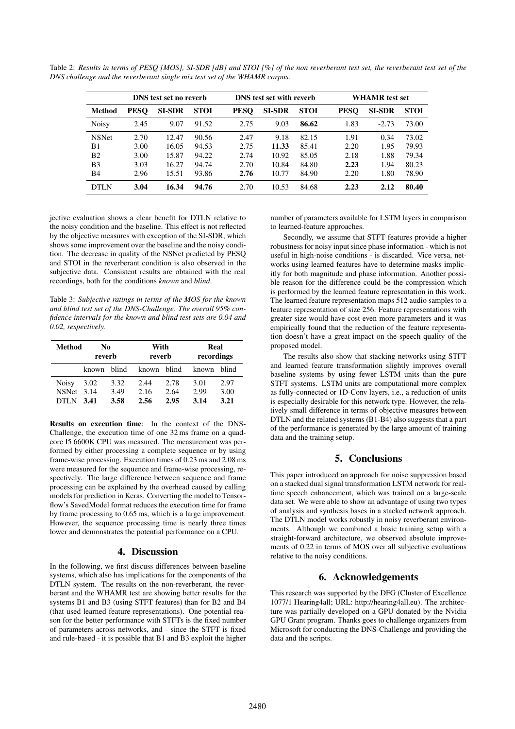Table 2: *Results in terms of PESQ [MOS], SI-SDR [dB] and STOI [%] of the non reverberant test set, the reverberant test set of the DNS challenge and the reverberant single mix test set of the WHAMR corpus.*

| | DNS test set no reverb | | | DNS test set with reverb | | | WHAMR test set | | |
|---|---|---|---|---|---|---|---|---|---|
| **Method** | **PESQ** | **SI-SDR** | **STOI** | **PESQ** | **SI-SDR** | **STOI** | **PESQ** | **SI-SDR** | **STOI** |
| Noisy | 2.45 | 9.07 | 91.52 | 2.75 | 9.03 | **86.62** | 1.83 | -2.73 | 73.00 |
| NSNet | 2.70 | 12.47 | 90.56 | 2.47 | 9.18 | 82.15 | 1.91 | 0.34 | 73.02 |
| B1 | 3.00 | 16.05 | 94.53 | 2.75 | **11.33** | 85.41 | 2.20 | 1.95 | 79.93 |
| B2 | 3.00 | 15.87 | 94.22 | 2.74 | 10.92 | 85.05 | 2.18 | 1.88 | 79.34 |
| B3 | 3.03 | 16.27 | 94.74 | 2.70 | 10.84 | 84.80 | **2.23** | 1.94 | 80.23 |
| B4 | 2.96 | 15.51 | 93.86 | **2.76** | 10.77 | 84.90 | 2.20 | 1.80 | 78.90 |
| DTLN | **3.04** | **16.34** | **94.76** | 2.70 | 10.53 | 84.68 | **2.23** | **2.12** | **80.40** |

jective evaluation shows a clear benefit for DTLN relative to the noisy condition and the baseline. This effect is not reflected by the objective measures with exception of the SI-SDR, which shows some improvement over the baseline and the noisy condition. The decrease in quality of the NSNet predicted by PESQ and STOI in the reverberant condition is also observed in the subjective data. Consistent results are obtained with the real recordings, both for the conditions *known* and *blind*.

Table 3: *Subjective ratings in terms of the MOS for the known and blind test set of the DNS-Challenge. The overall 95% confidence intervals for the known and blind test sets are 0.04 and 0.02, respectively.*

| **Method** | **No reverb** | | **With reverb** | | **Real recordings** | |
|---|---|---|---|---|---|---|
| | known | blind | known | blind | known | blind |
| Noisy | 3.02 | 3.32 | 2.44 | 2.78 | 3.01 | 2.97 |
| NSNet | 3.14 | 3.49 | 2.16 | 2.64 | 2.99 | 3.00 |
| DTLN | **3.41** | **3.58** | **2.56** | **2.95** | **3.14** | **3.21** |

**Results on execution time**: In the context of the DNS-Challenge, the execution time of one 32 ms frame on a quad-core I5 6600K CPU was measured. The measurement was performed by either processing a complete sequence or by using frame-wise processing. Execution times of 0.23 ms and 2.08 ms were measured for the sequence and frame-wise processing, respectively. The large difference between sequence and frame processing can be explained by the overhead caused by calling models for prediction in Keras. Converting the model to Tensorflow's SavedModel format reduces the execution time for frame by frame processing to 0.65 ms, which is a large improvement. However, the sequence processing time is nearly three times lower and demonstrates the potential performance on a CPU.

## 4. Discussion

In the following, we first discuss differences between baseline systems, which also has implications for the components of the DTLN system. The results on the non-reverberant, the reverberant and the WHAMR test are showing better results for the systems B1 and B3 (using STFT features) than for B2 and B4 (that used learned feature representations). One potential reason for the better performance with STFTs is the fixed number of parameters across networks, and - since the STFT is fixed and rule-based - it is possible that B1 and B3 exploit the higher number of parameters available for LSTM layers in comparison to learned-feature approaches.

Secondly, we assume that STFT features provide a higher robustness for noisy input since phase information - which is not useful in high-noise conditions - is discarded. Vice versa, networks using learned features have to determine masks implicitly for both magnitude and phase information. Another possible reason for the difference could be the compression which is performed by the learned feature representation in this work. The learned feature representation maps 512 audio samples to a feature representation of size 256. Feature representations with greater size would have cost even more parameters and it was empirically found that the reduction of the feature representation doesn't have a great impact on the speech quality of the proposed model.

The results also show that stacking networks using STFT and learned feature transformation slightly improves overall baseline systems by using fewer LSTM units than the pure STFT systems. LSTM units are computational more complex as fully-connected or 1D-Conv layers, i.e., a reduction of units is especially desirable for this network type. However, the relatively small difference in terms of objective measures between DTLN and the related systems (B1-B4) also suggests that a part of the performance is generated by the large amount of training data and the training setup.

## 5. Conclusions

This paper introduced an approach for noise suppression based on a stacked dual signal transformation LSTM network for real-time speech enhancement, which was trained on a large-scale data set. We were able to show an advantage of using two types of analysis and synthesis bases in a stacked network approach. The DTLN model works robustly in noisy reverberant environments. Although we combined a basic training setup with a straight-forward architecture, we observed absolute improvements of 0.22 in terms of MOS over all subjective evaluations relative to the noisy conditions.

## 6. Acknowledgements

This research was supported by the DFG (Cluster of Excellence 1077/1 Hearing4all; URL: http://hearing4all.eu). The architecture was partially developed on a GPU donated by the Nvidia GPU Grant program. Thanks goes to challenge organizers from Microsoft for conducting the DNS-Challenge and providing the data and the scripts.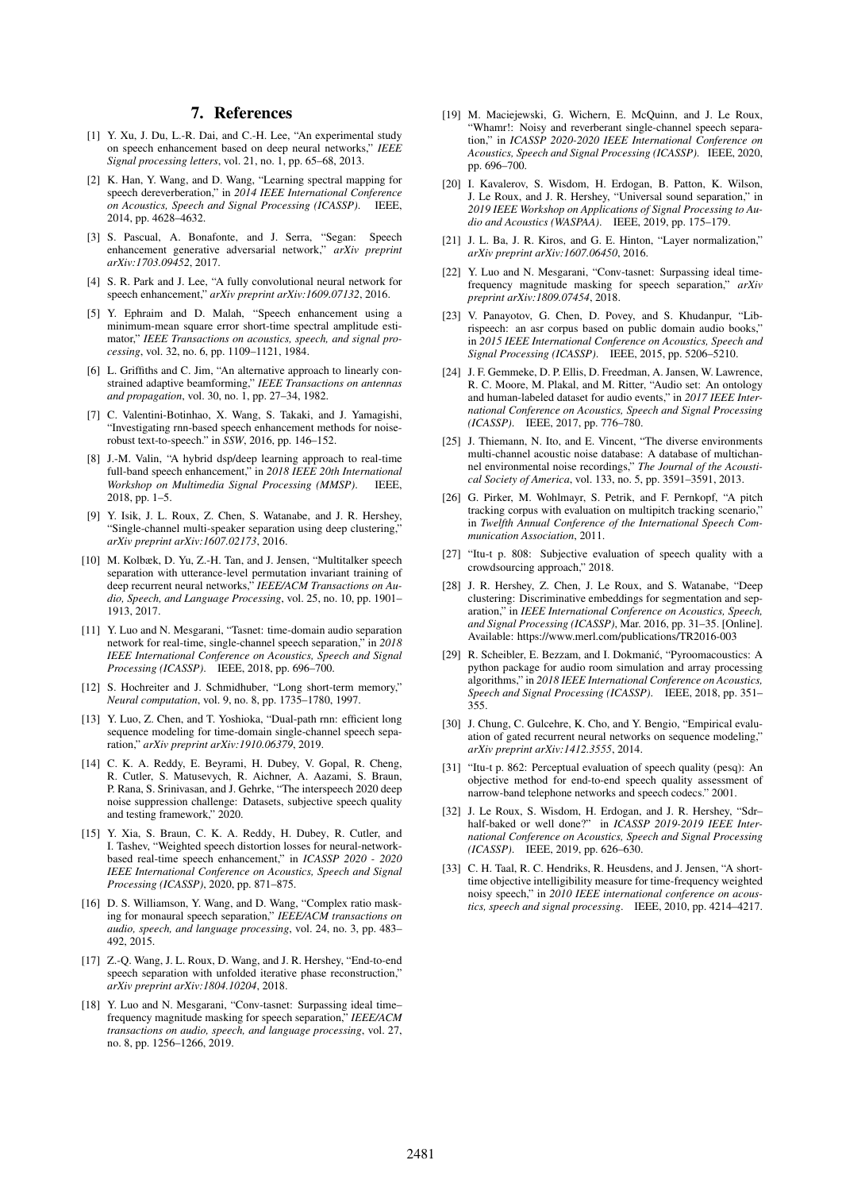## 7. References

[1] Y. Xu, J. Du, L.-R. Dai, and C.-H. Lee, "An experimental study on speech enhancement based on deep neural networks," *IEEE Signal processing letters*, vol. 21, no. 1, pp. 65–68, 2013.

[2] K. Han, Y. Wang, and D. Wang, "Learning spectral mapping for speech dereverberation," in *2014 IEEE International Conference on Acoustics, Speech and Signal Processing (ICASSP)*. IEEE, 2014, pp. 4628–4632.

[3] S. Pascual, A. Bonafonte, and J. Serra, "Segan: Speech enhancement generative adversarial network," *arXiv preprint arXiv:1703.09452*, 2017.

[4] S. R. Park and J. Lee, "A fully convolutional neural network for speech enhancement," *arXiv preprint arXiv:1609.07132*, 2016.

[5] Y. Ephraim and D. Malah, "Speech enhancement using a minimum-mean square error short-time spectral amplitude estimator," *IEEE Transactions on acoustics, speech, and signal processing*, vol. 32, no. 6, pp. 1109–1121, 1984.

[6] L. Griffiths and C. Jim, "An alternative approach to linearly constrained adaptive beamforming," *IEEE Transactions on antennas and propagation*, vol. 30, no. 1, pp. 27–34, 1982.

[7] C. Valentini-Botinhao, X. Wang, S. Takaki, and J. Yamagishi, "Investigating rnn-based speech enhancement methods for noise-robust text-to-speech." in *SSW*, 2016, pp. 146–152.

[8] J.-M. Valin, "A hybrid dsp/deep learning approach to real-time full-band speech enhancement," in *2018 IEEE 20th International Workshop on Multimedia Signal Processing (MMSP)*. IEEE, 2018, pp. 1–5.

[9] Y. Isik, J. L. Roux, Z. Chen, S. Watanabe, and J. R. Hershey, "Single-channel multi-speaker separation using deep clustering," *arXiv preprint arXiv:1607.02173*, 2016.

[10] M. Kolbæk, D. Yu, Z.-H. Tan, and J. Jensen, "Multitalker speech separation with utterance-level permutation invariant training of deep recurrent neural networks," *IEEE/ACM Transactions on Audio, Speech, and Language Processing*, vol. 25, no. 10, pp. 1901–1913, 2017.

[11] Y. Luo and N. Mesgarani, "Tasnet: time-domain audio separation network for real-time, single-channel speech separation," in *2018 IEEE International Conference on Acoustics, Speech and Signal Processing (ICASSP)*. IEEE, 2018, pp. 696–700.

[12] S. Hochreiter and J. Schmidhuber, "Long short-term memory," *Neural computation*, vol. 9, no. 8, pp. 1735–1780, 1997.

[13] Y. Luo, Z. Chen, and T. Yoshioka, "Dual-path rnn: efficient long sequence modeling for time-domain single-channel speech separation," *arXiv preprint arXiv:1910.06379*, 2019.

[14] C. K. A. Reddy, E. Beyrami, H. Dubey, V. Gopal, R. Cheng, R. Cutler, S. Matusevych, R. Aichner, A. Aazami, S. Braun, P. Rana, S. Srinivasan, and J. Gehrke, "The interspeech 2020 deep noise suppression challenge: Datasets, subjective speech quality and testing framework," 2020.

[15] Y. Xia, S. Braun, C. K. A. Reddy, H. Dubey, R. Cutler, and I. Tashev, "Weighted speech distortion losses for neural-network-based real-time speech enhancement," in *ICASSP 2020 - 2020 IEEE International Conference on Acoustics, Speech and Signal Processing (ICASSP)*, 2020, pp. 871–875.

[16] D. S. Williamson, Y. Wang, and D. Wang, "Complex ratio masking for monaural speech separation," *IEEE/ACM transactions on audio, speech, and language processing*, vol. 24, no. 3, pp. 483–492, 2015.

[17] Z.-Q. Wang, J. L. Roux, D. Wang, and J. R. Hershey, "End-to-end speech separation with unfolded iterative phase reconstruction," *arXiv preprint arXiv:1804.10204*, 2018.

[18] Y. Luo and N. Mesgarani, "Conv-tasnet: Surpassing ideal time–frequency magnitude masking for speech separation," *IEEE/ACM transactions on audio, speech, and language processing*, vol. 27, no. 8, pp. 1256–1266, 2019.

[19] M. Maciejewski, G. Wichern, E. McQuinn, and J. Le Roux, "Whamr!: Noisy and reverberant single-channel speech separation," in *ICASSP 2020-2020 IEEE International Conference on Acoustics, Speech and Signal Processing (ICASSP)*. IEEE, 2020, pp. 696–700.

[20] I. Kavalerov, S. Wisdom, H. Erdogan, B. Patton, K. Wilson, J. Le Roux, and J. R. Hershey, "Universal sound separation," in *2019 IEEE Workshop on Applications of Signal Processing to Audio and Acoustics (WASPAA)*. IEEE, 2019, pp. 175–179.

[21] J. L. Ba, J. R. Kiros, and G. E. Hinton, "Layer normalization," *arXiv preprint arXiv:1607.06450*, 2016.

[22] Y. Luo and N. Mesgarani, "Conv-tasnet: Surpassing ideal time-frequency magnitude masking for speech separation," *arXiv preprint arXiv:1809.07454*, 2018.

[23] V. Panayotov, G. Chen, D. Povey, and S. Khudanpur, "Librispeech: an asr corpus based on public domain audio books," in *2015 IEEE International Conference on Acoustics, Speech and Signal Processing (ICASSP)*. IEEE, 2015, pp. 5206–5210.

[24] J. F. Gemmeke, D. P. Ellis, D. Freedman, A. Jansen, W. Lawrence, R. C. Moore, M. Plakal, and M. Ritter, "Audio set: An ontology and human-labeled dataset for audio events," in *2017 IEEE International Conference on Acoustics, Speech and Signal Processing (ICASSP)*. IEEE, 2017, pp. 776–780.

[25] J. Thiemann, N. Ito, and E. Vincent, "The diverse environments multi-channel acoustic noise database: A database of multichannel environmental noise recordings," *The Journal of the Acoustical Society of America*, vol. 133, no. 5, pp. 3591–3591, 2013.

[26] G. Pirker, M. Wohlmayr, S. Petrik, and F. Pernkopf, "A pitch tracking corpus with evaluation on multipitch tracking scenario," in *Twelfth Annual Conference of the International Speech Communication Association*, 2011.

[27] "Itu-t p. 808: Subjective evaluation of speech quality with a crowdsourcing approach," 2018.

[28] J. R. Hershey, Z. Chen, J. Le Roux, and S. Watanabe, "Deep clustering: Discriminative embeddings for segmentation and separation," in *IEEE International Conference on Acoustics, Speech, and Signal Processing (ICASSP)*, Mar. 2016, pp. 31–35. [Online]. Available: https://www.merl.com/publications/TR2016-003

[29] R. Scheibler, E. Bezzam, and I. Dokmanić, "Pyroomacoustics: A python package for audio room simulation and array processing algorithms," in *2018 IEEE International Conference on Acoustics, Speech and Signal Processing (ICASSP)*. IEEE, 2018, pp. 351–355.

[30] J. Chung, C. Gulcehre, K. Cho, and Y. Bengio, "Empirical evaluation of gated recurrent neural networks on sequence modeling," *arXiv preprint arXiv:1412.3555*, 2014.

[31] "Itu-t p. 862: Perceptual evaluation of speech quality (pesq): An objective method for end-to-end speech quality assessment of narrow-band telephone networks and speech codecs." 2001.

[32] J. Le Roux, S. Wisdom, H. Erdogan, and J. R. Hershey, "Sdr–half-baked or well done?" in *ICASSP 2019-2019 IEEE International Conference on Acoustics, Speech and Signal Processing (ICASSP)*. IEEE, 2019, pp. 626–630.

[33] C. H. Taal, R. C. Hendriks, R. Heusdens, and J. Jensen, "A short-time objective intelligibility measure for time-frequency weighted noisy speech," in *2010 IEEE international conference on acoustics, speech and signal processing*. IEEE, 2010, pp. 4214–4217.